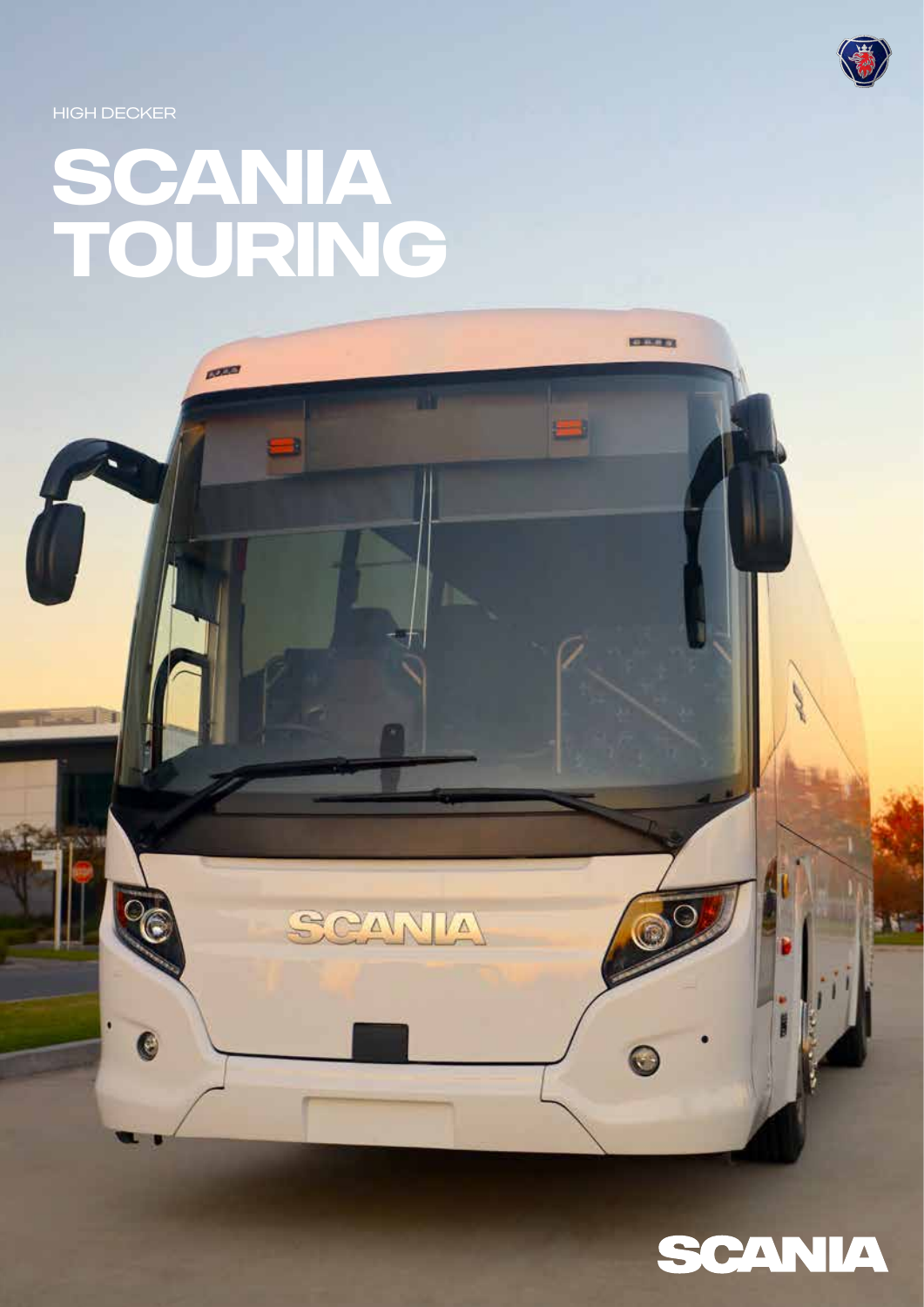HIGH DECKER

# SCANIA TOURING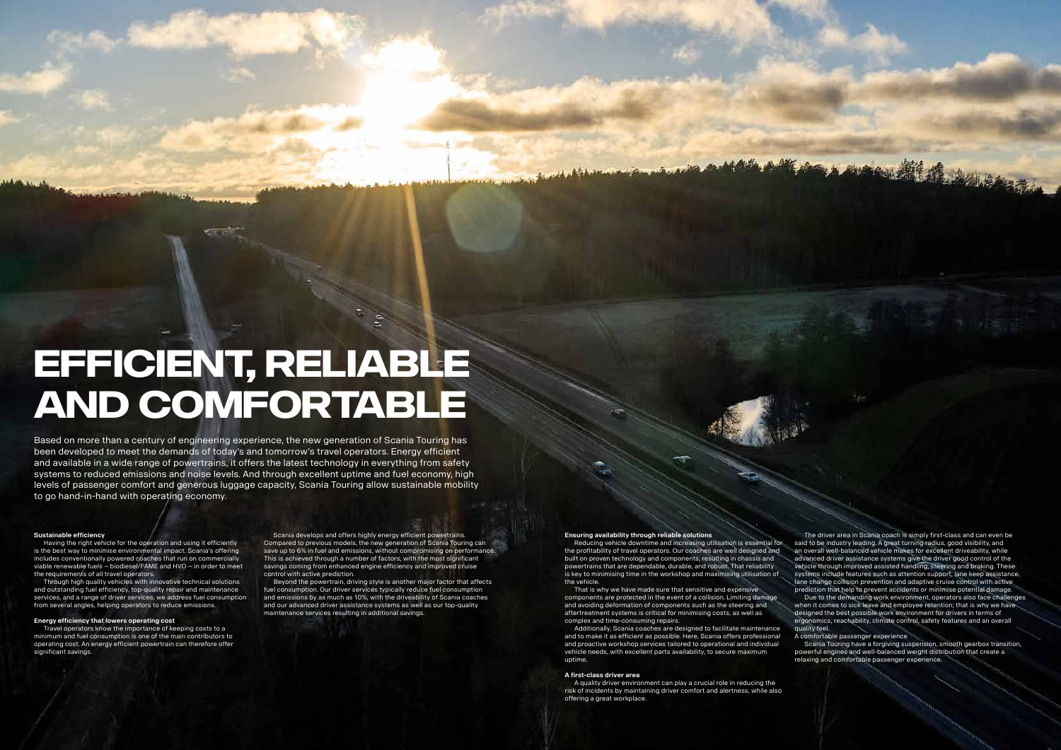# EFFICIENT, RELIABLE AND COMFORTABLE

Based on more than a century of engineering experience, the new generation of Scania Touring has been developed to meet the demands of today's and tomorrow's travel operators. Energy efficient and available in a wide range of powertrains, it offers the latest technology in everything from safety systems to reduced emissions and noise levels. And through excellent uptime and fuel economy, high levels of passenger comfort and generous luggage capacity, Scania Touring allow sustainable mobility to go hand-in-hand with operating economy.

**Sustainable efficiency**

Having the right vehicle for the operation and using it efficiently is the best way to minimise environmental impact. Scania's offering includes conventionally powered coaches that run on commercially viable renewable fuels – biodiesel/FAME and HVO – in order to meet the requirements of all travel operators.

Through high quality vehicles with innovative technical solutions and outstanding fuel efficiency, top-quality repair and maintenance services, and a range of driver services, we address fuel consumption from several angles, helping operators to reduce emissions.

**Energy efficiency that lowers operating cost**

Travel operators know the importance of keeping costs to a minimum and fuel consumption is one of the main contributors to operating cost. An energy efficient powertrain can therefore offer significant savings.

Scania develops and offers highly energy efficient powertrains. Compared to previous models, the new generation of Scania Touring can save up to 6% in fuel and emissions, without compromising on performance. This is achieved through a number of factors, with the most significant savings coming from enhanced engine efficiency and improved cruise control with active prediction.

Beyond the powertrain, driving style is another major factor that affects fuel consumption. Our driver services typically reduce fuel consumption and emissions by as much as 10%, with the driveability of Scania coaches and our advanced driver assistance systems as well as our top-quality maintenance services resulting in additional savings.

**Ensuring availability through reliable solutions**

Reducing vehicle downtime and increasing utilisation is essential for the profitability of travel operators. Our coaches are well designed and built on proven technology and components, resulting in chassis and powertrains that are dependable, durable, and robust. That reliability is key to minimising time in the workshop and maximising utilisation of the vehicle.

That is why we have made sure that sensitive and expensive components are protected in the event of a collision. Limiting damage and avoiding deformation of components such as the steering and aftertreatment systems is critical for minimising costs, as well as complex and time-consuming repairs.

Additionally, Scania coaches are designed to facilitate maintenance and to make it as efficient as possible. Here, Scania offers professional and proactive workshop services tailored to operational and individual vehicle needs, with excellent parts availability, to secure maximum uptime.

**A first-class driver area**

A quality driver environment can play a crucial role in reducing the risk of incidents by maintaining driver comfort and alertness, while also offering a great workplace.

The driver area in Scania coach is simply first-class and can even be said to be industry leading. A great turning radius, good visibility, and an overall well-balanced vehicle makes for excellent driveability, while advanced driver assistance systems give the driver good control of the vehicle through improved assisted handling, steering and braking. These systems include features such as attention support, lane keep assistance, lane change collision prevention and adaptive cruise control with active prediction that help to prevent accidents or minimise potential damage.

Due to the demanding work environment, operators also face challenges when it comes to sick leave and employee retention; that is why we have designed the best possible work environment for drivers in terms of ergonomics, reachability, climate control, safety features and an overall quality feel.

A comfortable passenger experience

Scania Touring have a forgiving suspension, smooth gearbox transition, powerful engines and well-balanced weight distribution that create a relaxing and comfortable passenger experience.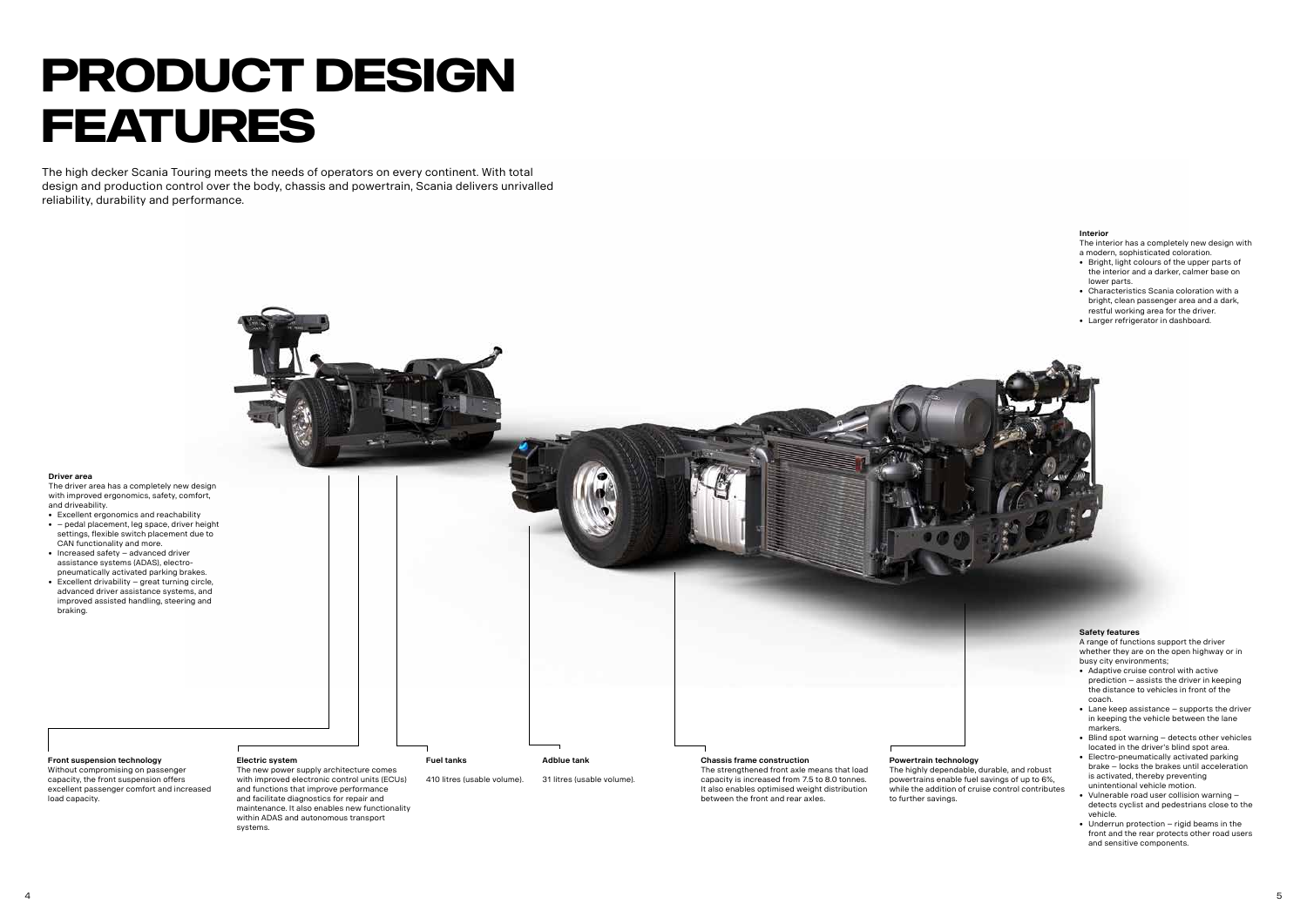# PRODUCT DESIGN FEATURES

The high decker Scania Touring meets the needs of operators on every continent. With total design and production control over the body, chassis and powertrain, Scania delivers unrivalled reliability, durability and performance.

**Interior**

The interior has a completely new design with a modern, sophisticated coloration.

- Bright, light colours of the upper parts of the interior and a darker, calmer base on lower parts.
- Characteristics Scania coloration with a bright, clean passenger area and a dark, restful working area for the driver.
- Larger refrigerator in dashboard.

**Driver area**

The driver area has a completely new design with improved ergonomics, safety, comfort, and driveability.

- Excellent ergonomics and reachability
- – pedal placement, leg space, driver height settings, flexible switch placement due to CAN functionality and more.
- Increased safety – advanced driver assistance systems (ADAS), electro-pneumatically activated parking brakes.
- Excellent drivability – great turning circle, advanced driver assistance systems, and improved assisted handling, steering and braking.

**Safety features**

A range of functions support the driver whether they are on the open highway or in busy city environments;

- Adaptive cruise control with active prediction – assists the driver in keeping the distance to vehicles in front of the coach.
- Lane keep assistance – supports the driver in keeping the vehicle between the lane markers.
- Blind spot warning – detects other vehicles located in the driver's blind spot area.
- Electro-pneumatically activated parking brake – locks the brakes until acceleration is activated, thereby preventing unintentional vehicle motion.
- Vulnerable road user collision warning – detects cyclist and pedestrians close to the vehicle.
- Underrun protection – rigid beams in the front and the rear protects other road users and sensitive components.

**Front suspension technology**

Without compromising on passenger capacity, the front suspension offers excellent passenger comfort and increased load capacity.

**Electric system**

The new power supply architecture comes with improved electronic control units (ECUs) and functions that improve performance and facilitate diagnostics for repair and maintenance. It also enables new functionality within ADAS and autonomous transport systems.

**Fuel tanks**

410 litres (usable volume).

**Adblue tank**

31 litres (usable volume).

**Chassis frame construction**

The strengthened front axle means that load capacity is increased from 7.5 to 8.0 tonnes. It also enables optimised weight distribution between the front and rear axles.

**Powertrain technology**

The highly dependable, durable, and robust powertrains enable fuel savings of up to 6%, while the addition of cruise control contributes to further savings.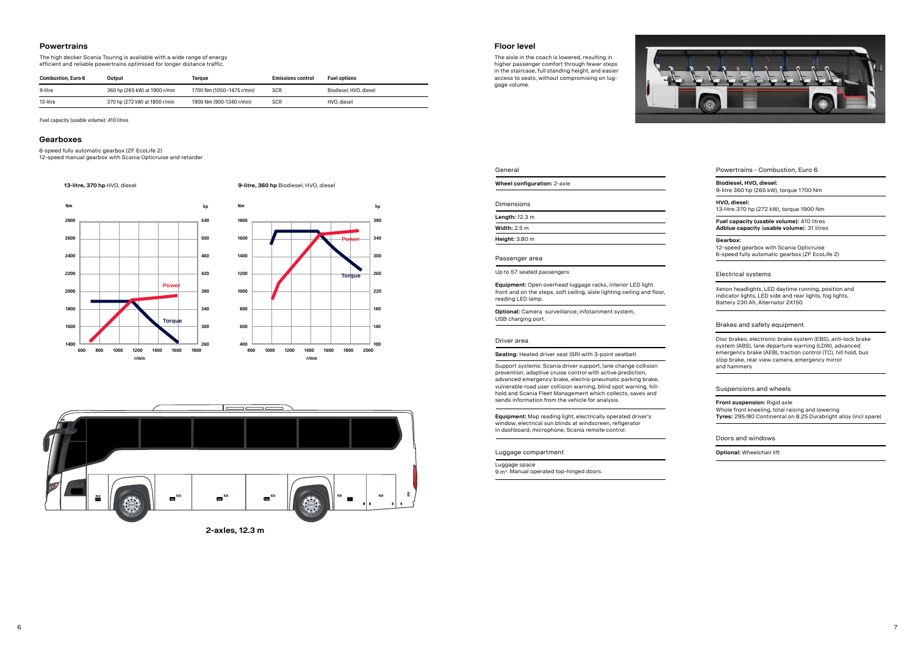## Powertrains

The high decker Scania Touring is available with a wide range of energy efficient and reliable powertrains optimised for longer distance traffic.

| Combustion, Euro 6 | Output | Torque | Emissions control | Fuel options |
|---|---|---|---|---|
| 9-litre | 360 hp (265 kW) at 1900 r/min | 1700 Nm (1050–1475 r/min) | SCR | Biodiesel, HVO, diesel |
| 13-litre | 370 hp (272 kW) at 1800 r/min | 1900 Nm (900–1340 r/min) | SCR | HVO, diesel |

Fuel capacity (usable volume): 410 litres

## Gearboxes

6-speed fully automatic gearbox (ZF EcoLife 2)
12-speed manual gearbox with Scania Opticruise and retarder

**13-litre, 370 hp** HVO, diesel

**9-litre, 360 hp** Biodiesel, HVO, diesel

2-axles, 12.3 m

## Floor level

The aisle in the coach is lowered, resulting in higher passenger comfort through fewer steps in the staircase, full standing height, and easier access to seats, without compromising on luggage volume.

### General

**Wheel configuration:** 2-axle

### Dimensions

**Length:** 12.3 m

**Width:** 2.5 m

**Height:** 3.80 m

### Passenger area

Up to 57 seated passengers

**Equipment:** Open overhead luggage racks, interior LED light front and on the steps, soft ceiling, aisle lighting ceiling and floor, reading LED lamp.

**Optional:** Camera surveillance, infotainment system, USB charging port.

### Driver area

**Seating:** Heated driver seat ISRI with 3-point seatbelt

Support systems: Scania driver support, lane change collision prevention, adaptive cruise control with active prediction, advanced emergency brake, electro-pneumatic parking brake, vulnerable road user collision warning, blind spot warning, hill-hold and Scania Fleet Management which collects, saves and sends information from the vehicle for analysis.

**Equipment:** Map reading light, electrically operated driver's window, electrical sun blinds at windscreen, refigerator in dashboard, microphone, Scania remote control.

### Luggage compartment

Luggage space
9 m³. Manual operated top-hinged doors.

### Powertrains - Combustion, Euro 6

**Biodiesel, HVO, diesel:**
9-litre 360 hp (265 kW), torque 1700 Nm

**HVO, diesel:**
13-litre 370 hp (272 kW), torque 1900 Nm

**Fuel capacity (usable volume):** 410 litres
**Adblue capacity (usable volume):** 31 litres

**Gearbox:**
12-speed gearbox with Scania Opticruise
6-speed fully automatic gearbox (ZF EcoLife 2)

### Electrical systems

Xenon headlights, LED daytime running, position and indicator lights, LED side and rear lights, fog lights, Battery 230 Ah, Alternator 2X150

### Brakes and safety equipment

Disc brakes, electronic brake system (EBS), anti-lock brake system (ABS), lane departure warning (LDW), advanced emergency brake (AEB), traction control (TC), hill hold, bus stop brake, rear view camera, emergency mirror and hammers

### Suspensions and wheels

**Front suspension:** Rigid axle
Whole front kneeling, total raising and lowering
**Tyres:** 295/80 Continental on 8.25 Durabright alloy (incl spare)

### Doors and windows

**Optional:** Wheelchair lift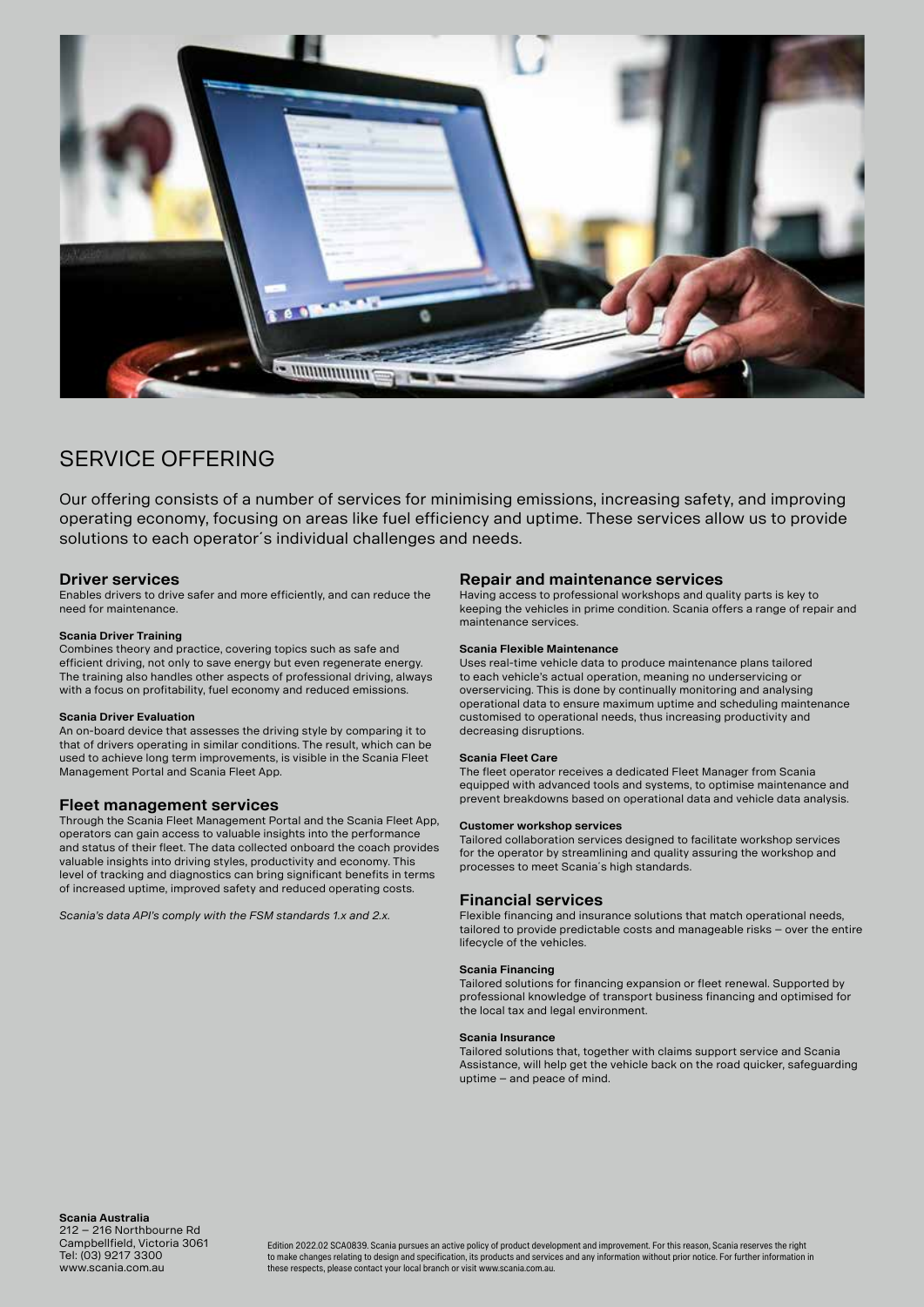# SERVICE OFFERING

Our offering consists of a number of services for minimising emissions, increasing safety, and improving operating economy, focusing on areas like fuel efficiency and uptime. These services allow us to provide solutions to each operator´s individual challenges and needs.

## Driver services

Enables drivers to drive safer and more efficiently, and can reduce the need for maintenance.

**Scania Driver Training**
Combines theory and practice, covering topics such as safe and efficient driving, not only to save energy but even regenerate energy. The training also handles other aspects of professional driving, always with a focus on profitability, fuel economy and reduced emissions.

**Scania Driver Evaluation**
An on-board device that assesses the driving style by comparing it to that of drivers operating in similar conditions. The result, which can be used to achieve long term improvements, is visible in the Scania Fleet Management Portal and Scania Fleet App.

## Fleet management services

Through the Scania Fleet Management Portal and the Scania Fleet App, operators can gain access to valuable insights into the performance and status of their fleet. The data collected onboard the coach provides valuable insights into driving styles, productivity and economy. This level of tracking and diagnostics can bring significant benefits in terms of increased uptime, improved safety and reduced operating costs.

*Scania's data API's comply with the FSM standards 1.x and 2.x.*

## Repair and maintenance services

Having access to professional workshops and quality parts is key to keeping the vehicles in prime condition. Scania offers a range of repair and maintenance services.

**Scania Flexible Maintenance**
Uses real-time vehicle data to produce maintenance plans tailored to each vehicle's actual operation, meaning no underservicing or overservicing. This is done by continually monitoring and analysing operational data to ensure maximum uptime and scheduling maintenance customised to operational needs, thus increasing productivity and decreasing disruptions.

**Scania Fleet Care**
The fleet operator receives a dedicated Fleet Manager from Scania equipped with advanced tools and systems, to optimise maintenance and prevent breakdowns based on operational data and vehicle data analysis.

**Customer workshop services**
Tailored collaboration services designed to facilitate workshop services for the operator by streamlining and quality assuring the workshop and processes to meet Scania´s high standards.

## Financial services

Flexible financing and insurance solutions that match operational needs, tailored to provide predictable costs and manageable risks – over the entire lifecycle of the vehicles.

**Scania Financing**
Tailored solutions for financing expansion or fleet renewal. Supported by professional knowledge of transport business financing and optimised for the local tax and legal environment.

**Scania Insurance**
Tailored solutions that, together with claims support service and Scania Assistance, will help get the vehicle back on the road quicker, safeguarding uptime – and peace of mind.

**Scania Australia**
212 – 216 Northbourne Rd
Campbellfield, Victoria 3061
Tel: (03) 9217 3300
www.scania.com.au

Edition 2022.02 SCA0839. Scania pursues an active policy of product development and improvement. For this reason, Scania reserves the right to make changes relating to design and specification, its products and services and any information without prior notice. For further information in these respects, please contact your local branch or visit www.scania.com.au.